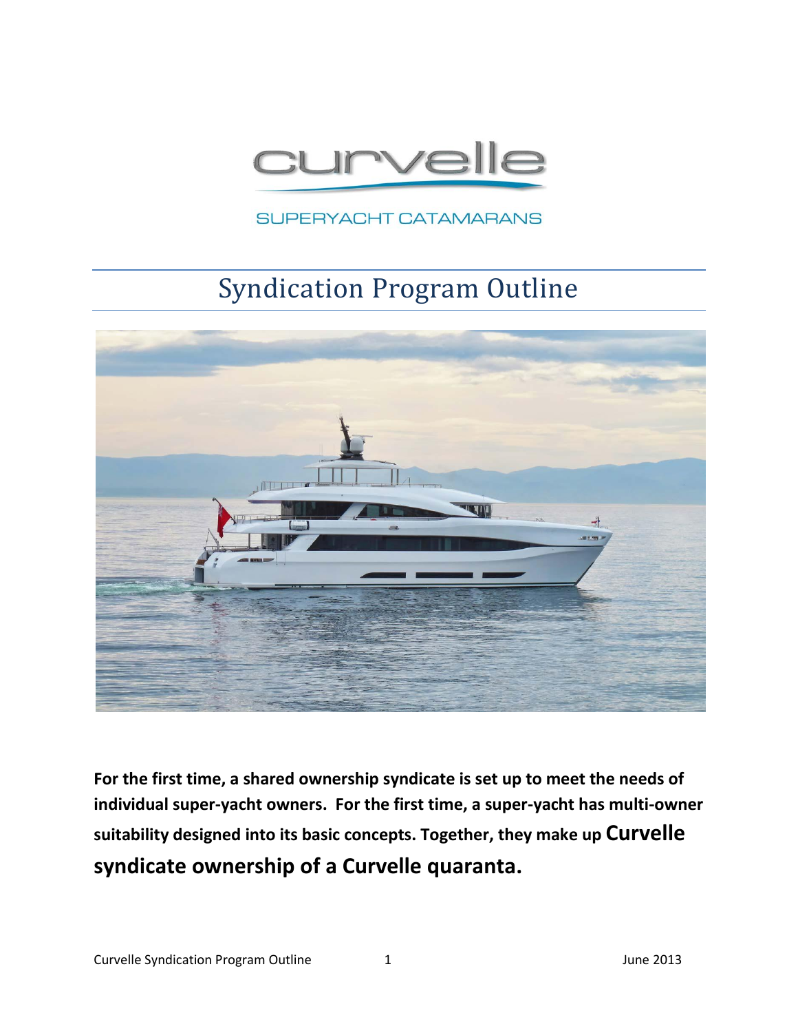curvelle

SUPERYACHT CATAMARANS

# Syndication Program Outline

**For the first time, a shared ownership syndicate is set up to meet the needs of individual super-yacht owners. For the first time, a super-yacht has multi-owner suitability designed into its basic concepts. Together, they make up Curvelle syndicate ownership of a Curvelle quaranta.**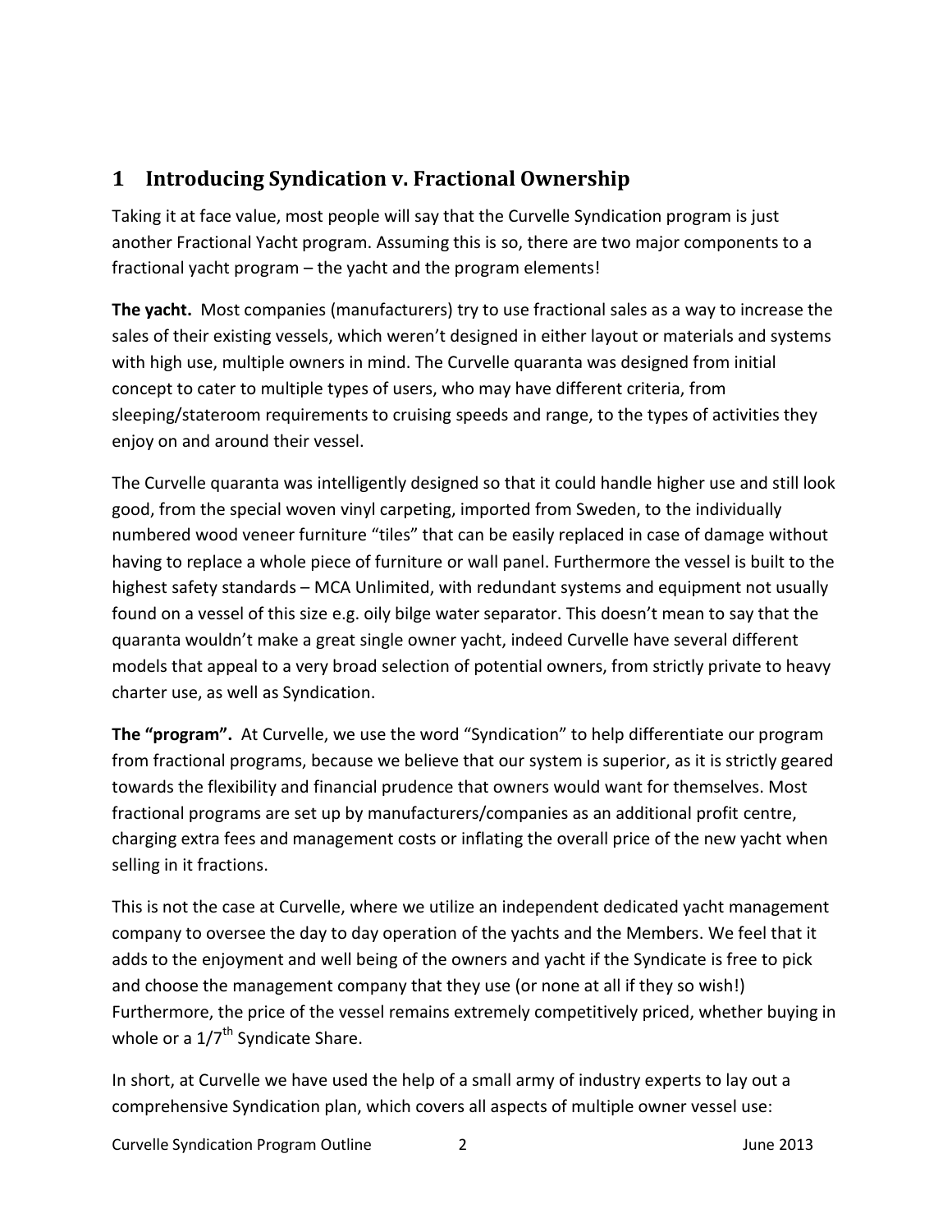# 1 Introducing Syndication v. Fractional Ownership

Taking it at face value, most people will say that the Curvelle Syndication program is just another Fractional Yacht program. Assuming this is so, there are two major components to a fractional yacht program – the yacht and the program elements!

**The yacht.** Most companies (manufacturers) try to use fractional sales as a way to increase the sales of their existing vessels, which weren't designed in either layout or materials and systems with high use, multiple owners in mind. The Curvelle quaranta was designed from initial concept to cater to multiple types of users, who may have different criteria, from sleeping/stateroom requirements to cruising speeds and range, to the types of activities they enjoy on and around their vessel.

The Curvelle quaranta was intelligently designed so that it could handle higher use and still look good, from the special woven vinyl carpeting, imported from Sweden, to the individually numbered wood veneer furniture "tiles" that can be easily replaced in case of damage without having to replace a whole piece of furniture or wall panel. Furthermore the vessel is built to the highest safety standards – MCA Unlimited, with redundant systems and equipment not usually found on a vessel of this size e.g. oily bilge water separator. This doesn't mean to say that the quaranta wouldn't make a great single owner yacht, indeed Curvelle have several different models that appeal to a very broad selection of potential owners, from strictly private to heavy charter use, as well as Syndication.

**The "program".** At Curvelle, we use the word "Syndication" to help differentiate our program from fractional programs, because we believe that our system is superior, as it is strictly geared towards the flexibility and financial prudence that owners would want for themselves. Most fractional programs are set up by manufacturers/companies as an additional profit centre, charging extra fees and management costs or inflating the overall price of the new yacht when selling in it fractions.

This is not the case at Curvelle, where we utilize an independent dedicated yacht management company to oversee the day to day operation of the yachts and the Members. We feel that it adds to the enjoyment and well being of the owners and yacht if the Syndicate is free to pick and choose the management company that they use (or none at all if they so wish!) Furthermore, the price of the vessel remains extremely competitively priced, whether buying in whole or a 1/7th Syndicate Share.

In short, at Curvelle we have used the help of a small army of industry experts to lay out a comprehensive Syndication plan, which covers all aspects of multiple owner vessel use: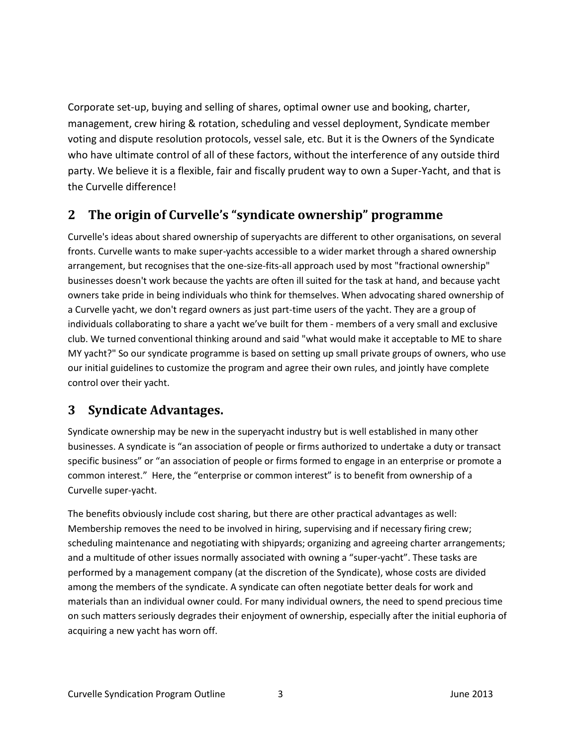Corporate set-up, buying and selling of shares, optimal owner use and booking, charter, management, crew hiring & rotation, scheduling and vessel deployment, Syndicate member voting and dispute resolution protocols, vessel sale, etc. But it is the Owners of the Syndicate who have ultimate control of all of these factors, without the interference of any outside third party. We believe it is a flexible, fair and fiscally prudent way to own a Super-Yacht, and that is the Curvelle difference!

## 2 The origin of Curvelle's "syndicate ownership" programme

Curvelle's ideas about shared ownership of superyachts are different to other organisations, on several fronts. Curvelle wants to make super-yachts accessible to a wider market through a shared ownership arrangement, but recognises that the one-size-fits-all approach used by most "fractional ownership" businesses doesn't work because the yachts are often ill suited for the task at hand, and because yacht owners take pride in being individuals who think for themselves. When advocating shared ownership of a Curvelle yacht, we don't regard owners as just part-time users of the yacht. They are a group of individuals collaborating to share a yacht we've built for them - members of a very small and exclusive club. We turned conventional thinking around and said "what would make it acceptable to ME to share MY yacht?" So our syndicate programme is based on setting up small private groups of owners, who use our initial guidelines to customize the program and agree their own rules, and jointly have complete control over their yacht.

## 3 Syndicate Advantages.

Syndicate ownership may be new in the superyacht industry but is well established in many other businesses. A syndicate is "an association of people or firms authorized to undertake a duty or transact specific business" or "an association of people or firms formed to engage in an enterprise or promote a common interest." Here, the "enterprise or common interest" is to benefit from ownership of a Curvelle super-yacht.

The benefits obviously include cost sharing, but there are other practical advantages as well: Membership removes the need to be involved in hiring, supervising and if necessary firing crew; scheduling maintenance and negotiating with shipyards; organizing and agreeing charter arrangements; and a multitude of other issues normally associated with owning a "super-yacht". These tasks are performed by a management company (at the discretion of the Syndicate), whose costs are divided among the members of the syndicate. A syndicate can often negotiate better deals for work and materials than an individual owner could. For many individual owners, the need to spend precious time on such matters seriously degrades their enjoyment of ownership, especially after the initial euphoria of acquiring a new yacht has worn off.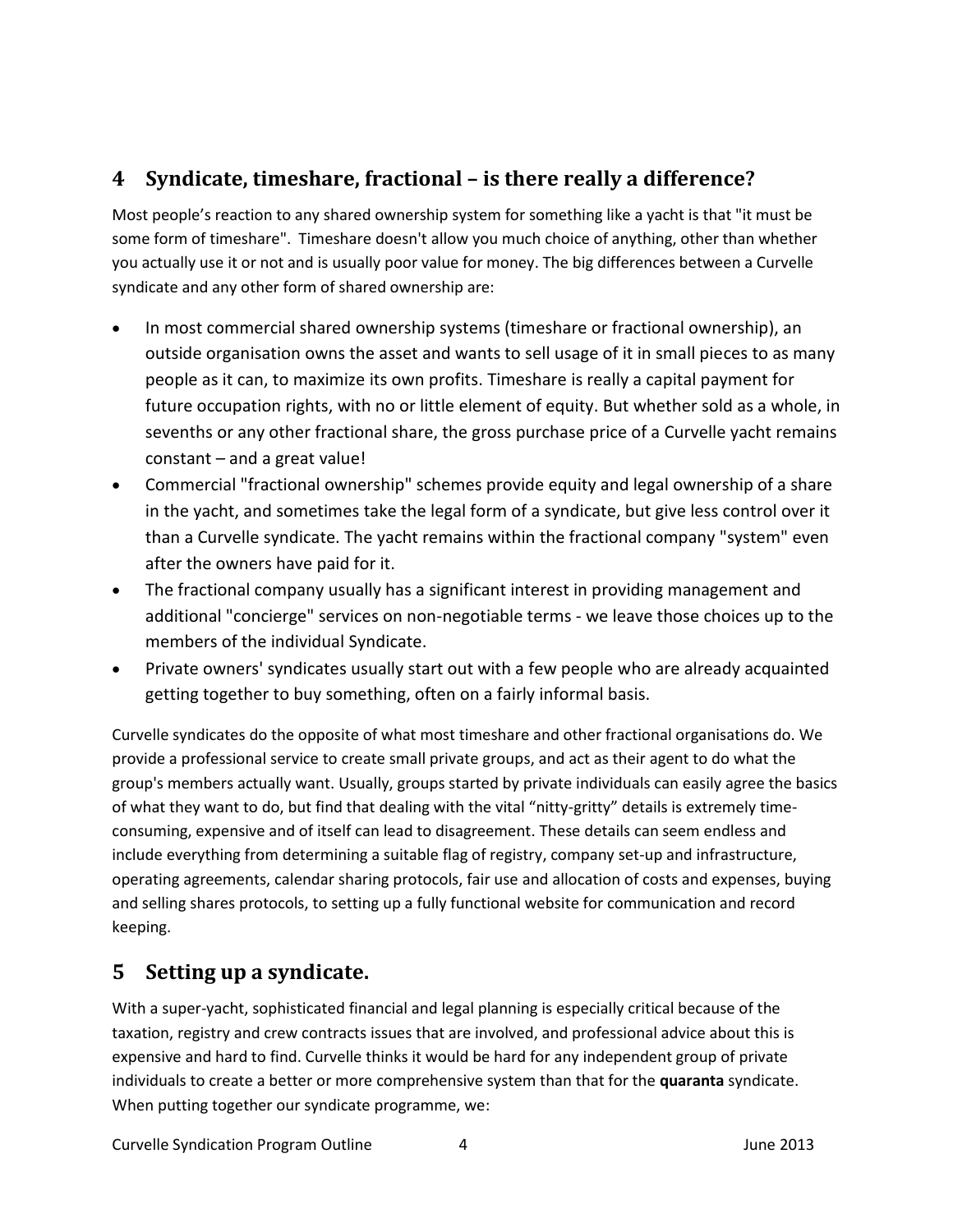## 4 Syndicate, timeshare, fractional – is there really a difference?

Most people's reaction to any shared ownership system for something like a yacht is that "it must be some form of timeshare". Timeshare doesn't allow you much choice of anything, other than whether you actually use it or not and is usually poor value for money. The big differences between a Curvelle syndicate and any other form of shared ownership are:

- In most commercial shared ownership systems (timeshare or fractional ownership), an outside organisation owns the asset and wants to sell usage of it in small pieces to as many people as it can, to maximize its own profits. Timeshare is really a capital payment for future occupation rights, with no or little element of equity. But whether sold as a whole, in sevenths or any other fractional share, the gross purchase price of a Curvelle yacht remains constant – and a great value!
- Commercial "fractional ownership" schemes provide equity and legal ownership of a share in the yacht, and sometimes take the legal form of a syndicate, but give less control over it than a Curvelle syndicate. The yacht remains within the fractional company "system" even after the owners have paid for it.
- The fractional company usually has a significant interest in providing management and additional "concierge" services on non-negotiable terms - we leave those choices up to the members of the individual Syndicate.
- Private owners' syndicates usually start out with a few people who are already acquainted getting together to buy something, often on a fairly informal basis.

Curvelle syndicates do the opposite of what most timeshare and other fractional organisations do. We provide a professional service to create small private groups, and act as their agent to do what the group's members actually want. Usually, groups started by private individuals can easily agree the basics of what they want to do, but find that dealing with the vital "nitty-gritty" details is extremely time-consuming, expensive and of itself can lead to disagreement. These details can seem endless and include everything from determining a suitable flag of registry, company set-up and infrastructure, operating agreements, calendar sharing protocols, fair use and allocation of costs and expenses, buying and selling shares protocols, to setting up a fully functional website for communication and record keeping.

## 5 Setting up a syndicate.

With a super-yacht, sophisticated financial and legal planning is especially critical because of the taxation, registry and crew contracts issues that are involved, and professional advice about this is expensive and hard to find. Curvelle thinks it would be hard for any independent group of private individuals to create a better or more comprehensive system than that for the **quaranta** syndicate. When putting together our syndicate programme, we: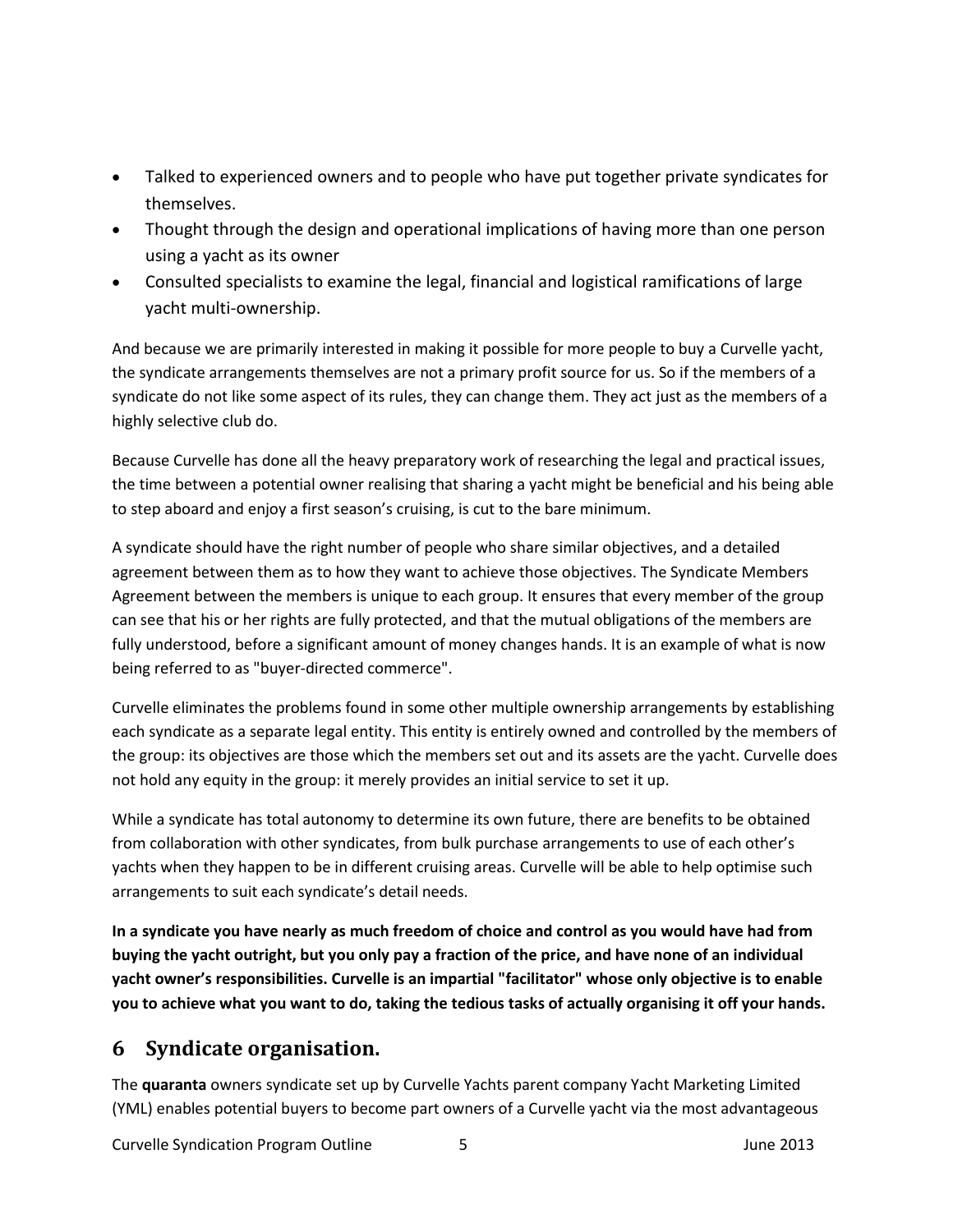- Talked to experienced owners and to people who have put together private syndicates for themselves.
- Thought through the design and operational implications of having more than one person using a yacht as its owner
- Consulted specialists to examine the legal, financial and logistical ramifications of large yacht multi-ownership.

And because we are primarily interested in making it possible for more people to buy a Curvelle yacht, the syndicate arrangements themselves are not a primary profit source for us. So if the members of a syndicate do not like some aspect of its rules, they can change them. They act just as the members of a highly selective club do.

Because Curvelle has done all the heavy preparatory work of researching the legal and practical issues, the time between a potential owner realising that sharing a yacht might be beneficial and his being able to step aboard and enjoy a first season's cruising, is cut to the bare minimum.

A syndicate should have the right number of people who share similar objectives, and a detailed agreement between them as to how they want to achieve those objectives. The Syndicate Members Agreement between the members is unique to each group. It ensures that every member of the group can see that his or her rights are fully protected, and that the mutual obligations of the members are fully understood, before a significant amount of money changes hands. It is an example of what is now being referred to as "buyer-directed commerce".

Curvelle eliminates the problems found in some other multiple ownership arrangements by establishing each syndicate as a separate legal entity. This entity is entirely owned and controlled by the members of the group: its objectives are those which the members set out and its assets are the yacht. Curvelle does not hold any equity in the group: it merely provides an initial service to set it up.

While a syndicate has total autonomy to determine its own future, there are benefits to be obtained from collaboration with other syndicates, from bulk purchase arrangements to use of each other's yachts when they happen to be in different cruising areas. Curvelle will be able to help optimise such arrangements to suit each syndicate's detail needs.

**In a syndicate you have nearly as much freedom of choice and control as you would have had from buying the yacht outright, but you only pay a fraction of the price, and have none of an individual yacht owner's responsibilities. Curvelle is an impartial "facilitator" whose only objective is to enable you to achieve what you want to do, taking the tedious tasks of actually organising it off your hands.**

## 6 Syndicate organisation.

The **quaranta** owners syndicate set up by Curvelle Yachts parent company Yacht Marketing Limited (YML) enables potential buyers to become part owners of a Curvelle yacht via the most advantageous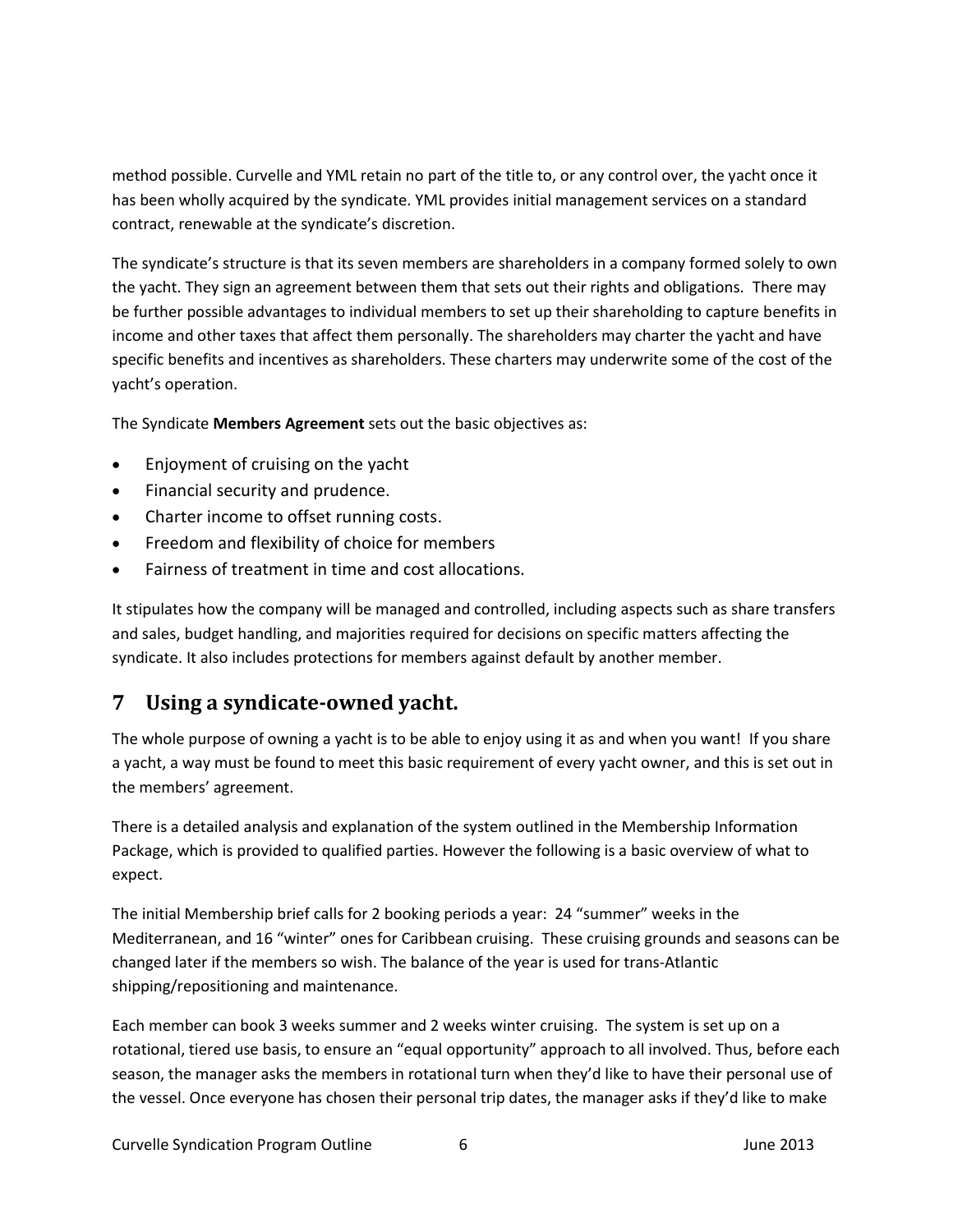method possible. Curvelle and YML retain no part of the title to, or any control over, the yacht once it has been wholly acquired by the syndicate. YML provides initial management services on a standard contract, renewable at the syndicate's discretion.

The syndicate's structure is that its seven members are shareholders in a company formed solely to own the yacht. They sign an agreement between them that sets out their rights and obligations. There may be further possible advantages to individual members to set up their shareholding to capture benefits in income and other taxes that affect them personally. The shareholders may charter the yacht and have specific benefits and incentives as shareholders. These charters may underwrite some of the cost of the yacht's operation.

The Syndicate **Members Agreement** sets out the basic objectives as:

- Enjoyment of cruising on the yacht
- Financial security and prudence.
- Charter income to offset running costs.
- Freedom and flexibility of choice for members
- Fairness of treatment in time and cost allocations.

It stipulates how the company will be managed and controlled, including aspects such as share transfers and sales, budget handling, and majorities required for decisions on specific matters affecting the syndicate. It also includes protections for members against default by another member.

## 7 Using a syndicate-owned yacht.

The whole purpose of owning a yacht is to be able to enjoy using it as and when you want! If you share a yacht, a way must be found to meet this basic requirement of every yacht owner, and this is set out in the members' agreement.

There is a detailed analysis and explanation of the system outlined in the Membership Information Package, which is provided to qualified parties. However the following is a basic overview of what to expect.

The initial Membership brief calls for 2 booking periods a year: 24 "summer" weeks in the Mediterranean, and 16 "winter" ones for Caribbean cruising. These cruising grounds and seasons can be changed later if the members so wish. The balance of the year is used for trans-Atlantic shipping/repositioning and maintenance.

Each member can book 3 weeks summer and 2 weeks winter cruising. The system is set up on a rotational, tiered use basis, to ensure an "equal opportunity" approach to all involved. Thus, before each season, the manager asks the members in rotational turn when they'd like to have their personal use of the vessel. Once everyone has chosen their personal trip dates, the manager asks if they'd like to make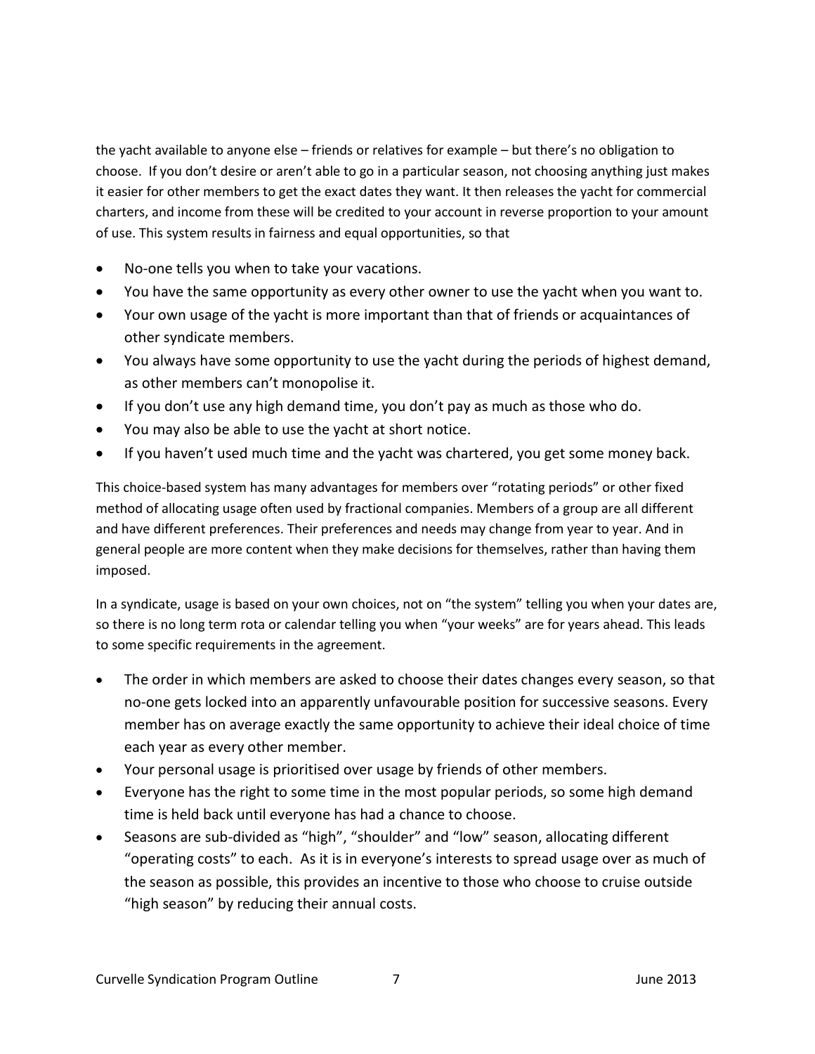the yacht available to anyone else – friends or relatives for example – but there's no obligation to choose. If you don't desire or aren't able to go in a particular season, not choosing anything just makes it easier for other members to get the exact dates they want. It then releases the yacht for commercial charters, and income from these will be credited to your account in reverse proportion to your amount of use. This system results in fairness and equal opportunities, so that

- No-one tells you when to take your vacations.
- You have the same opportunity as every other owner to use the yacht when you want to.
- Your own usage of the yacht is more important than that of friends or acquaintances of other syndicate members.
- You always have some opportunity to use the yacht during the periods of highest demand, as other members can't monopolise it.
- If you don't use any high demand time, you don't pay as much as those who do.
- You may also be able to use the yacht at short notice.
- If you haven't used much time and the yacht was chartered, you get some money back.

This choice-based system has many advantages for members over "rotating periods" or other fixed method of allocating usage often used by fractional companies. Members of a group are all different and have different preferences. Their preferences and needs may change from year to year. And in general people are more content when they make decisions for themselves, rather than having them imposed.

In a syndicate, usage is based on your own choices, not on "the system" telling you when your dates are, so there is no long term rota or calendar telling you when "your weeks" are for years ahead. This leads to some specific requirements in the agreement.

- The order in which members are asked to choose their dates changes every season, so that no-one gets locked into an apparently unfavourable position for successive seasons. Every member has on average exactly the same opportunity to achieve their ideal choice of time each year as every other member.
- Your personal usage is prioritised over usage by friends of other members.
- Everyone has the right to some time in the most popular periods, so some high demand time is held back until everyone has had a chance to choose.
- Seasons are sub-divided as "high", "shoulder" and "low" season, allocating different "operating costs" to each. As it is in everyone's interests to spread usage over as much of the season as possible, this provides an incentive to those who choose to cruise outside "high season" by reducing their annual costs.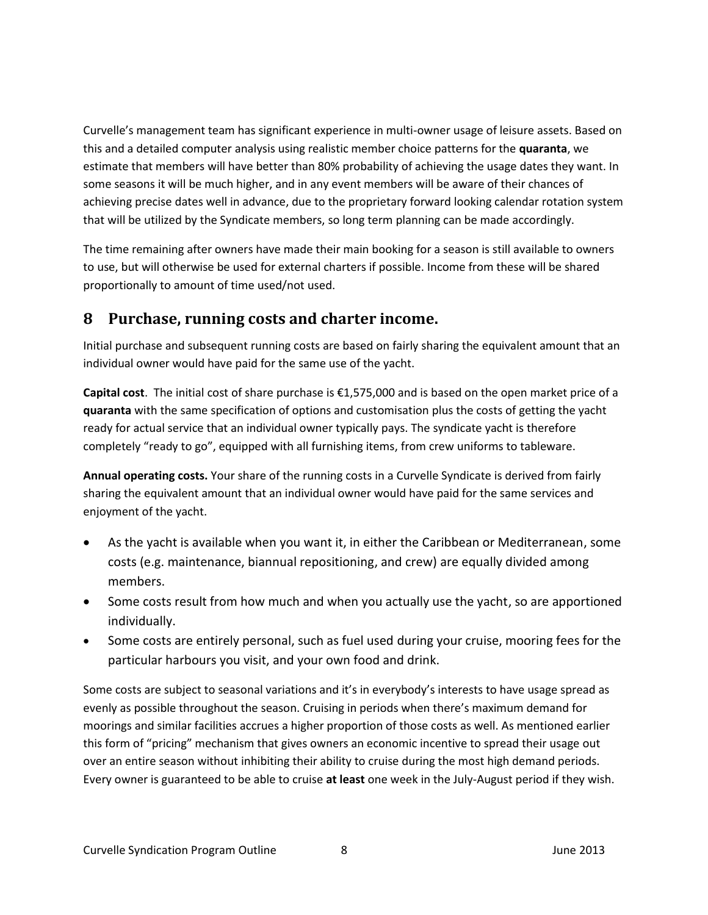Curvelle's management team has significant experience in multi-owner usage of leisure assets. Based on this and a detailed computer analysis using realistic member choice patterns for the **quaranta**, we estimate that members will have better than 80% probability of achieving the usage dates they want. In some seasons it will be much higher, and in any event members will be aware of their chances of achieving precise dates well in advance, due to the proprietary forward looking calendar rotation system that will be utilized by the Syndicate members, so long term planning can be made accordingly.

The time remaining after owners have made their main booking for a season is still available to owners to use, but will otherwise be used for external charters if possible. Income from these will be shared proportionally to amount of time used/not used.

## 8 Purchase, running costs and charter income.

Initial purchase and subsequent running costs are based on fairly sharing the equivalent amount that an individual owner would have paid for the same use of the yacht.

**Capital cost**. The initial cost of share purchase is €1,575,000 and is based on the open market price of a **quaranta** with the same specification of options and customisation plus the costs of getting the yacht ready for actual service that an individual owner typically pays. The syndicate yacht is therefore completely "ready to go", equipped with all furnishing items, from crew uniforms to tableware.

**Annual operating costs.** Your share of the running costs in a Curvelle Syndicate is derived from fairly sharing the equivalent amount that an individual owner would have paid for the same services and enjoyment of the yacht.

- As the yacht is available when you want it, in either the Caribbean or Mediterranean, some costs (e.g. maintenance, biannual repositioning, and crew) are equally divided among members.
- Some costs result from how much and when you actually use the yacht, so are apportioned individually.
- Some costs are entirely personal, such as fuel used during your cruise, mooring fees for the particular harbours you visit, and your own food and drink.

Some costs are subject to seasonal variations and it's in everybody's interests to have usage spread as evenly as possible throughout the season. Cruising in periods when there's maximum demand for moorings and similar facilities accrues a higher proportion of those costs as well. As mentioned earlier this form of "pricing" mechanism that gives owners an economic incentive to spread their usage out over an entire season without inhibiting their ability to cruise during the most high demand periods. Every owner is guaranteed to be able to cruise **at least** one week in the July-August period if they wish.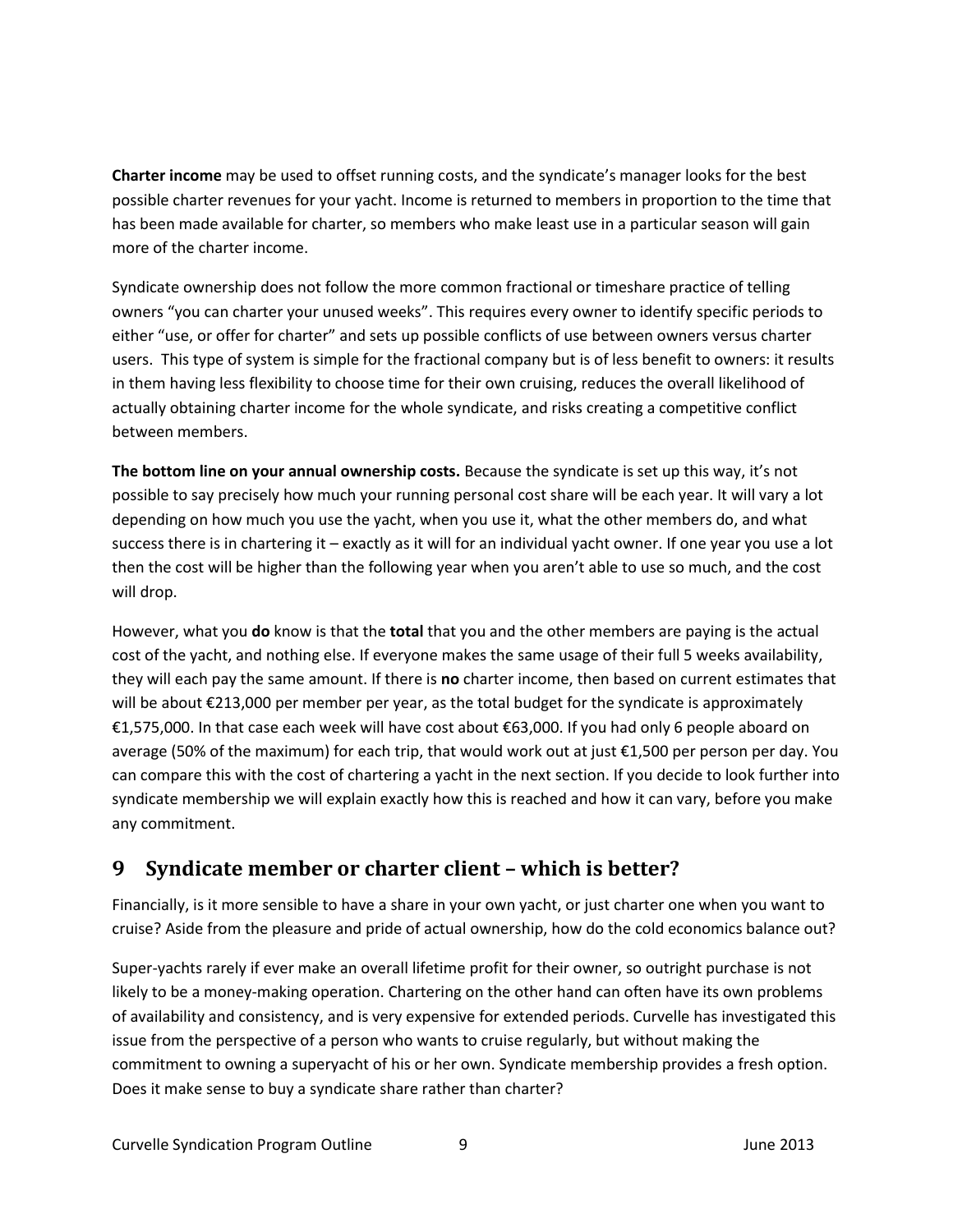**Charter income** may be used to offset running costs, and the syndicate's manager looks for the best possible charter revenues for your yacht. Income is returned to members in proportion to the time that has been made available for charter, so members who make least use in a particular season will gain more of the charter income.

Syndicate ownership does not follow the more common fractional or timeshare practice of telling owners "you can charter your unused weeks". This requires every owner to identify specific periods to either "use, or offer for charter" and sets up possible conflicts of use between owners versus charter users. This type of system is simple for the fractional company but is of less benefit to owners: it results in them having less flexibility to choose time for their own cruising, reduces the overall likelihood of actually obtaining charter income for the whole syndicate, and risks creating a competitive conflict between members.

**The bottom line on your annual ownership costs.** Because the syndicate is set up this way, it's not possible to say precisely how much your running personal cost share will be each year. It will vary a lot depending on how much you use the yacht, when you use it, what the other members do, and what success there is in chartering it – exactly as it will for an individual yacht owner. If one year you use a lot then the cost will be higher than the following year when you aren't able to use so much, and the cost will drop.

However, what you **do** know is that the **total** that you and the other members are paying is the actual cost of the yacht, and nothing else. If everyone makes the same usage of their full 5 weeks availability, they will each pay the same amount. If there is **no** charter income, then based on current estimates that will be about €213,000 per member per year, as the total budget for the syndicate is approximately €1,575,000. In that case each week will have cost about €63,000. If you had only 6 people aboard on average (50% of the maximum) for each trip, that would work out at just €1,500 per person per day. You can compare this with the cost of chartering a yacht in the next section. If you decide to look further into syndicate membership we will explain exactly how this is reached and how it can vary, before you make any commitment.

## 9 Syndicate member or charter client – which is better?

Financially, is it more sensible to have a share in your own yacht, or just charter one when you want to cruise? Aside from the pleasure and pride of actual ownership, how do the cold economics balance out?

Super-yachts rarely if ever make an overall lifetime profit for their owner, so outright purchase is not likely to be a money-making operation. Chartering on the other hand can often have its own problems of availability and consistency, and is very expensive for extended periods. Curvelle has investigated this issue from the perspective of a person who wants to cruise regularly, but without making the commitment to owning a superyacht of his or her own. Syndicate membership provides a fresh option. Does it make sense to buy a syndicate share rather than charter?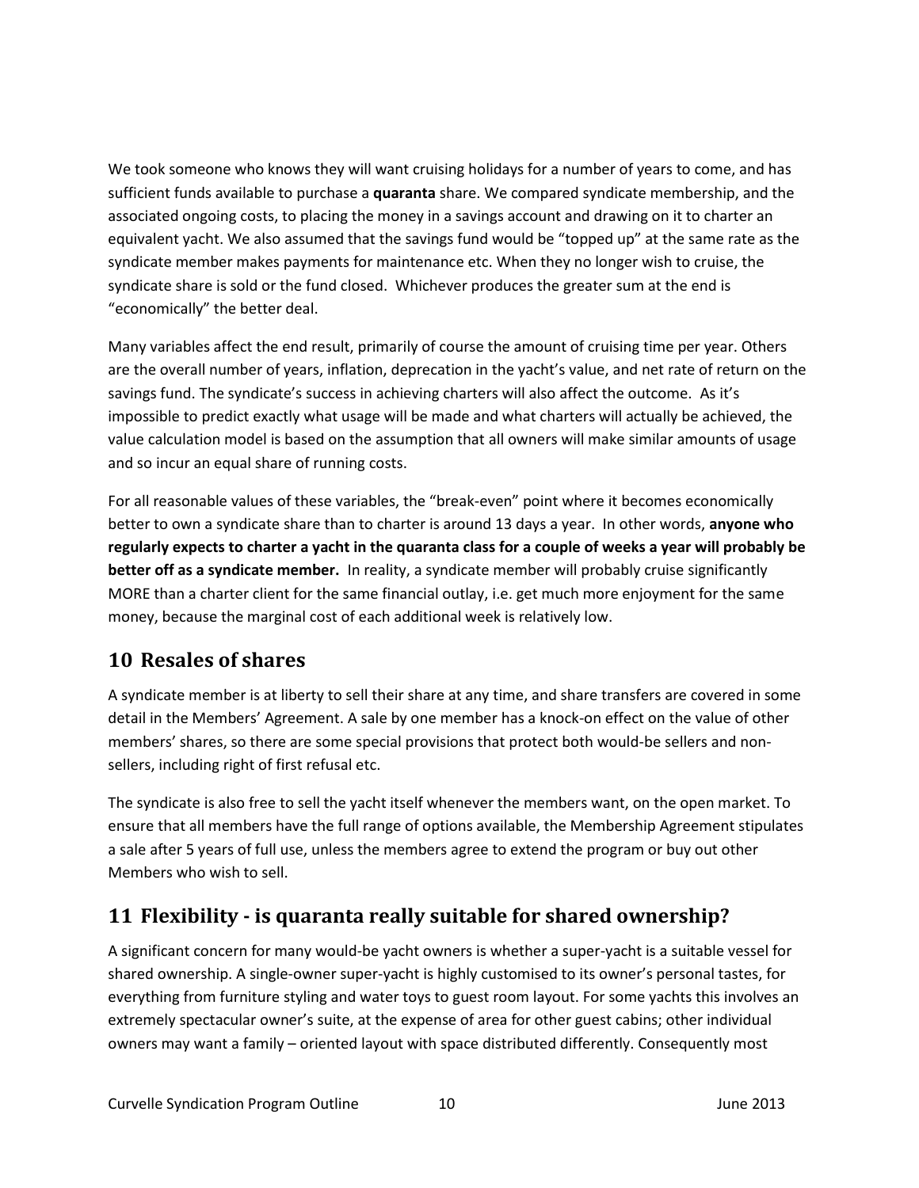We took someone who knows they will want cruising holidays for a number of years to come, and has sufficient funds available to purchase a **quaranta** share. We compared syndicate membership, and the associated ongoing costs, to placing the money in a savings account and drawing on it to charter an equivalent yacht. We also assumed that the savings fund would be "topped up" at the same rate as the syndicate member makes payments for maintenance etc. When they no longer wish to cruise, the syndicate share is sold or the fund closed. Whichever produces the greater sum at the end is "economically" the better deal.

Many variables affect the end result, primarily of course the amount of cruising time per year. Others are the overall number of years, inflation, deprecation in the yacht's value, and net rate of return on the savings fund. The syndicate's success in achieving charters will also affect the outcome. As it's impossible to predict exactly what usage will be made and what charters will actually be achieved, the value calculation model is based on the assumption that all owners will make similar amounts of usage and so incur an equal share of running costs.

For all reasonable values of these variables, the "break-even" point where it becomes economically better to own a syndicate share than to charter is around 13 days a year. In other words, **anyone who regularly expects to charter a yacht in the quaranta class for a couple of weeks a year will probably be better off as a syndicate member.** In reality, a syndicate member will probably cruise significantly MORE than a charter client for the same financial outlay, i.e. get much more enjoyment for the same money, because the marginal cost of each additional week is relatively low.

## 10 Resales of shares

A syndicate member is at liberty to sell their share at any time, and share transfers are covered in some detail in the Members' Agreement. A sale by one member has a knock-on effect on the value of other members' shares, so there are some special provisions that protect both would-be sellers and non-sellers, including right of first refusal etc.

The syndicate is also free to sell the yacht itself whenever the members want, on the open market. To ensure that all members have the full range of options available, the Membership Agreement stipulates a sale after 5 years of full use, unless the members agree to extend the program or buy out other Members who wish to sell.

## 11 Flexibility - is quaranta really suitable for shared ownership?

A significant concern for many would-be yacht owners is whether a super-yacht is a suitable vessel for shared ownership. A single-owner super-yacht is highly customised to its owner's personal tastes, for everything from furniture styling and water toys to guest room layout. For some yachts this involves an extremely spectacular owner's suite, at the expense of area for other guest cabins; other individual owners may want a family – oriented layout with space distributed differently. Consequently most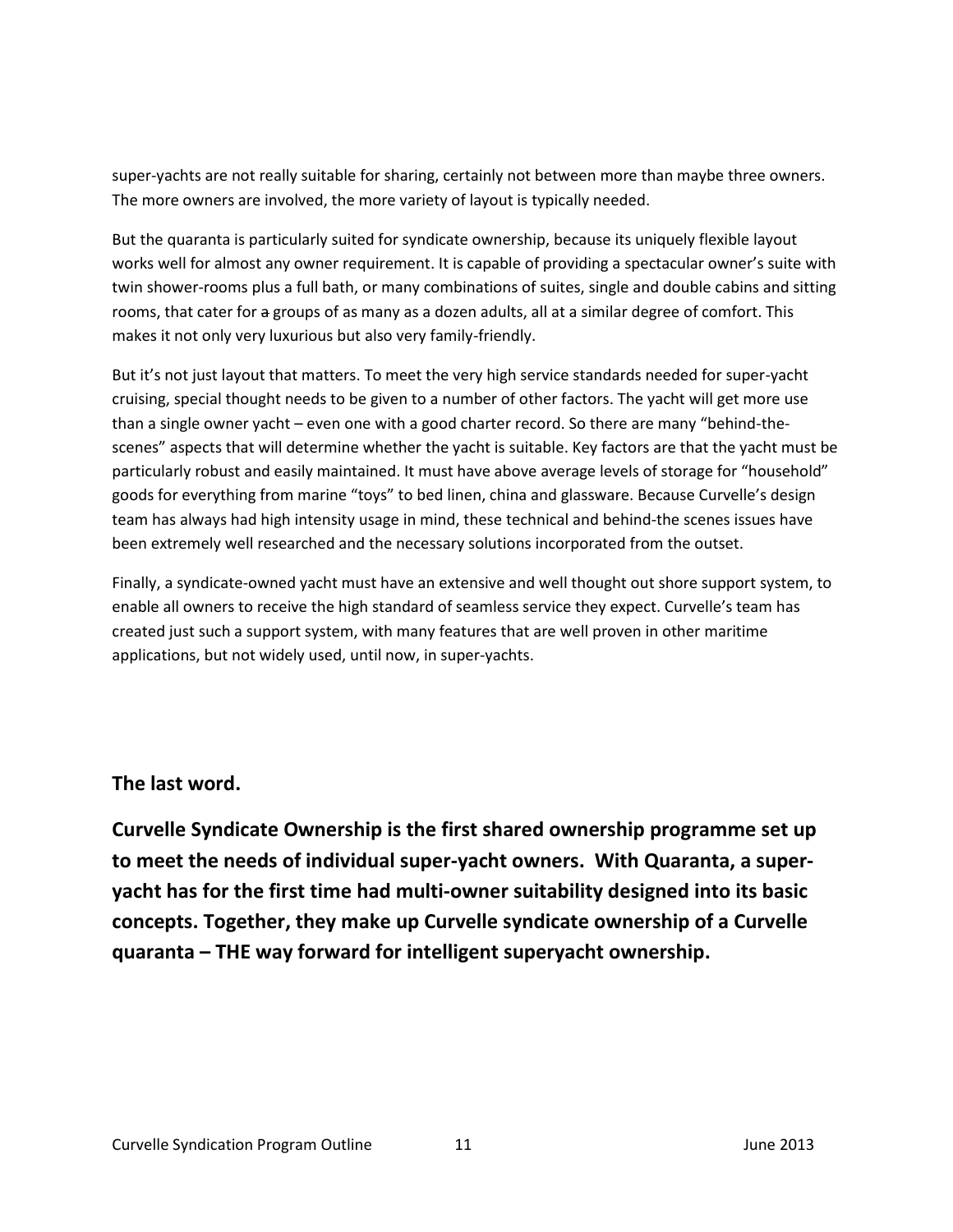super-yachts are not really suitable for sharing, certainly not between more than maybe three owners. The more owners are involved, the more variety of layout is typically needed.

But the quaranta is particularly suited for syndicate ownership, because its uniquely flexible layout works well for almost any owner requirement. It is capable of providing a spectacular owner's suite with twin shower-rooms plus a full bath, or many combinations of suites, single and double cabins and sitting rooms, that cater for ~~a~~ groups of as many as a dozen adults, all at a similar degree of comfort. This makes it not only very luxurious but also very family-friendly.

But it's not just layout that matters. To meet the very high service standards needed for super-yacht cruising, special thought needs to be given to a number of other factors. The yacht will get more use than a single owner yacht – even one with a good charter record. So there are many "behind-the-scenes" aspects that will determine whether the yacht is suitable. Key factors are that the yacht must be particularly robust and easily maintained. It must have above average levels of storage for "household" goods for everything from marine "toys" to bed linen, china and glassware. Because Curvelle's design team has always had high intensity usage in mind, these technical and behind-the scenes issues have been extremely well researched and the necessary solutions incorporated from the outset.

Finally, a syndicate-owned yacht must have an extensive and well thought out shore support system, to enable all owners to receive the high standard of seamless service they expect. Curvelle's team has created just such a support system, with many features that are well proven in other maritime applications, but not widely used, until now, in super-yachts.

## The last word.

**Curvelle Syndicate Ownership is the first shared ownership programme set up to meet the needs of individual super-yacht owners. With Quaranta, a super-yacht has for the first time had multi-owner suitability designed into its basic concepts. Together, they make up Curvelle syndicate ownership of a Curvelle quaranta – THE way forward for intelligent superyacht ownership.**